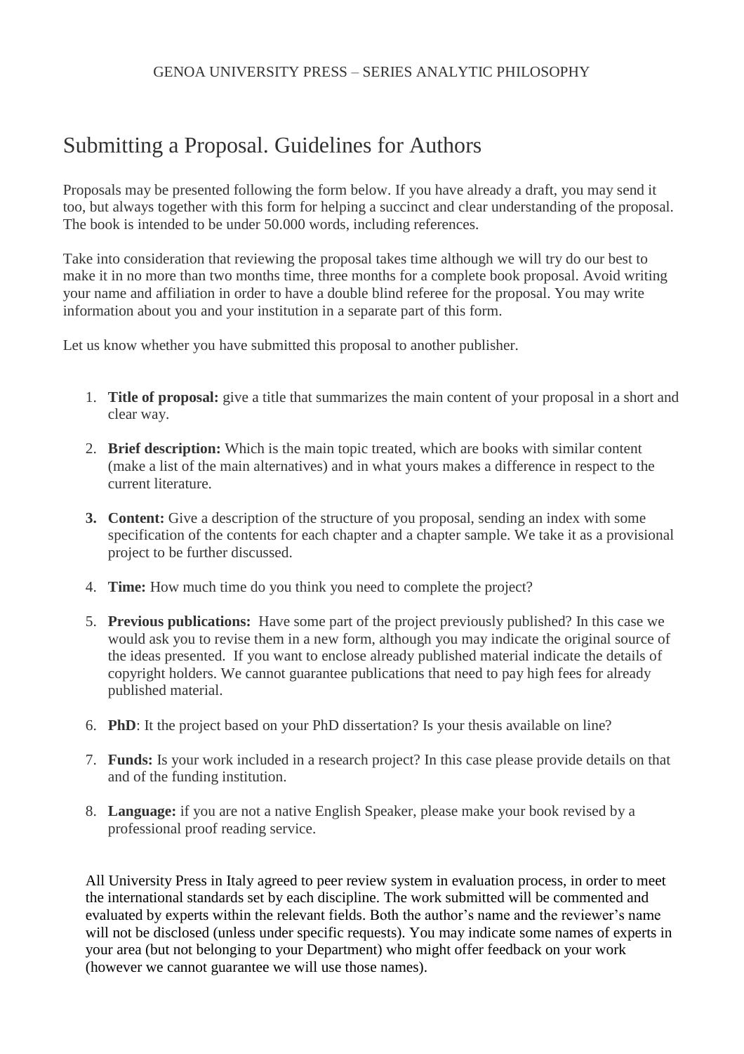GENOA UNIVERSITY PRESS – SERIES ANALYTIC PHILOSOPHY

# Submitting a Proposal. Guidelines for Authors

Proposals may be presented following the form below. If you have already a draft, you may send it too, but always together with this form for helping a succinct and clear understanding of the proposal. The book is intended to be under 50.000 words, including references.

Take into consideration that reviewing the proposal takes time although we will try do our best to make it in no more than two months time, three months for a complete book proposal. Avoid writing your name and affiliation in order to have a double blind referee for the proposal. You may write information about you and your institution in a separate part of this form.

Let us know whether you have submitted this proposal to another publisher.

1. **Title of proposal:** give a title that summarizes the main content of your proposal in a short and clear way.
2. **Brief description:** Which is the main topic treated, which are books with similar content (make a list of the main alternatives) and in what yours makes a difference in respect to the current literature.
3. **Content:** Give a description of the structure of you proposal, sending an index with some specification of the contents for each chapter and a chapter sample. We take it as a provisional project to be further discussed.
4. **Time:** How much time do you think you need to complete the project?
5. **Previous publications:** Have some part of the project previously published? In this case we would ask you to revise them in a new form, although you may indicate the original source of the ideas presented. If you want to enclose already published material indicate the details of copyright holders. We cannot guarantee publications that need to pay high fees for already published material.
6. **PhD**: It the project based on your PhD dissertation? Is your thesis available on line?
7. **Funds:** Is your work included in a research project? In this case please provide details on that and of the funding institution.
8. **Language:** if you are not a native English Speaker, please make your book revised by a professional proof reading service.

All University Press in Italy agreed to peer review system in evaluation process, in order to meet the international standards set by each discipline. The work submitted will be commented and evaluated by experts within the relevant fields. Both the author's name and the reviewer's name will not be disclosed (unless under specific requests). You may indicate some names of experts in your area (but not belonging to your Department) who might offer feedback on your work (however we cannot guarantee we will use those names).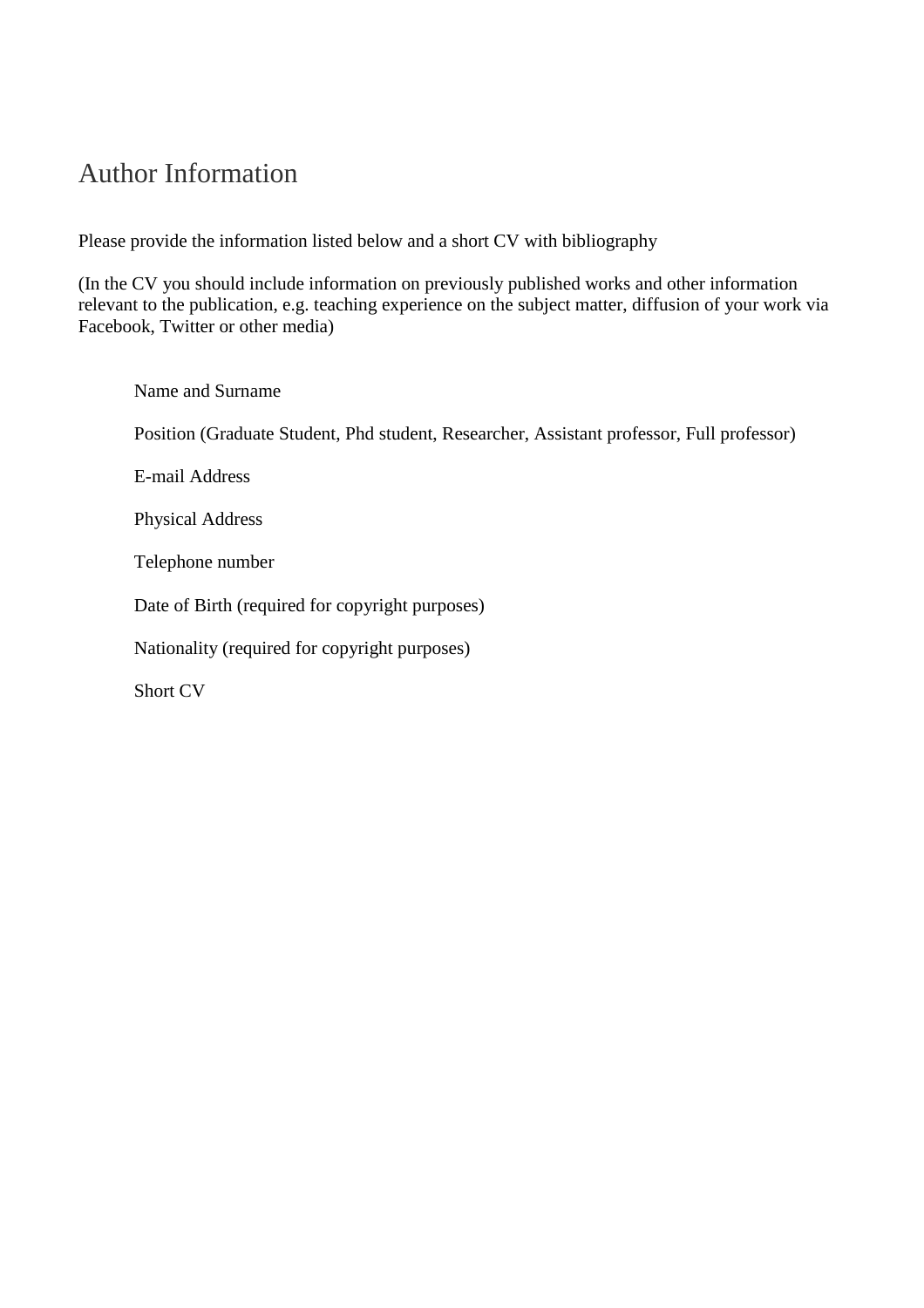# Author Information

Please provide the information listed below and a short CV with bibliography

(In the CV you should include information on previously published works and other information relevant to the publication, e.g. teaching experience on the subject matter, diffusion of your work via Facebook, Twitter or other media)

Name and Surname

Position (Graduate Student, Phd student, Researcher, Assistant professor, Full professor)

E-mail Address

Physical Address

Telephone number

Date of Birth (required for copyright purposes)

Nationality (required for copyright purposes)

Short CV